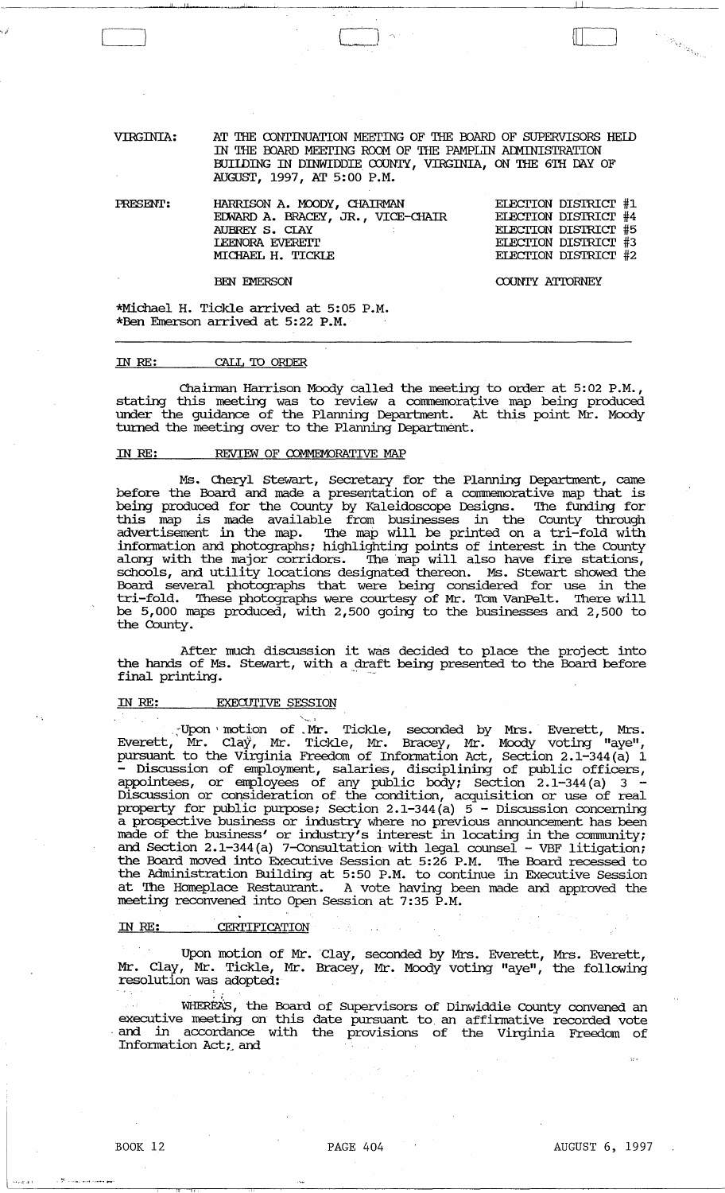VIRGINIA: AT THE CONTINUATION MEETING OF THE BOARD OF SUPERVISORS HELD IN THE BOARD MEETING ROOM OF THE PAMPLIN ADMINISTRATION BUILDING IN DINWIDDIE COUNTY, VIRGINIA, ON THE 6TH DAY OF AUGUST, 1997, AT 5:00 P.M.

| PRESENT: | | |
|---|---|---|
| | HARRISON A. MOODY, CHAIRMAN | ELECTION DISTRICT #1 |
| | EDWARD A. BRACEY, JR., VICE-CHAIR | ELECTION DISTRICT #4 |
| | AUBREY S. CLAY | ELECTION DISTRICT #5 |
| | LEENORA EVERETT | ELECTION DISTRICT #3 |
| | MICHAEL H. TICKLE | ELECTION DISTRICT #2 |
| | BEN EMERSON | COUNTY ATTORNEY |

*Michael H. Tickle arrived at 5:05 P.M.
*Ben Emerson arrived at 5:22 P.M.

---

IN RE: CALL TO ORDER

Chairman Harrison Moody called the meeting to order at 5:02 P.M., stating this meeting was to review a commemorative map being produced under the guidance of the Planning Department. At this point Mr. Moody turned the meeting over to the Planning Department.

IN RE: REVIEW OF COMMEMORATIVE MAP

Ms. Cheryl Stewart, Secretary for the Planning Department, came before the Board and made a presentation of a commemorative map that is being produced for the County by Kaleidoscope Designs. The funding for this map is made available from businesses in the County through advertisement in the map. The map will be printed on a tri-fold with information and photographs; highlighting points of interest in the County along with the major corridors. The map will also have fire stations, schools, and utility locations designated thereon. Ms. Stewart showed the Board several photographs that were being considered for use in the tri-fold. These photographs were courtesy of Mr. Tom VanPelt. There will be 5,000 maps produced, with 2,500 going to the businesses and 2,500 to the County.

After much discussion it was decided to place the project into the hands of Ms. Stewart, with a draft being presented to the Board before final printing.

IN RE: EXECUTIVE SESSION

Upon motion of Mr. Tickle, seconded by Mrs. Everett, Mrs. Everett, Mr. Clay, Mr. Tickle, Mr. Bracey, Mr. Moody voting "aye", pursuant to the Virginia Freedom of Information Act, Section 2.1-344(a) 1 - Discussion of employment, salaries, disciplining of public officers, appointees, or employees of any public body; Section 2.1-344(a) 3 - Discussion or consideration of the condition, acquisition or use of real property for public purpose; Section 2.1-344(a) 5 - Discussion concerning a prospective business or industry where no previous announcement has been made of the business' or industry's interest in locating in the community; and Section 2.1-344(a) 7-Consultation with legal counsel - VBF litigation; the Board moved into Executive Session at 5:26 P.M. The Board recessed to the Administration Building at 5:50 P.M. to continue in Executive Session at The Homeplace Restaurant. A vote having been made and approved the meeting reconvened into Open Session at 7:35 P.M.

IN RE: CERTIFICATION

Upon motion of Mr. Clay, seconded by Mrs. Everett, Mrs. Everett, Mr. Clay, Mr. Tickle, Mr. Bracey, Mr. Moody voting "aye", the following resolution was adopted:

WHEREAS, the Board of Supervisors of Dinwiddie County convened an executive meeting on this date pursuant to an affirmative recorded vote and in accordance with the provisions of the Virginia Freedom of Information Act; and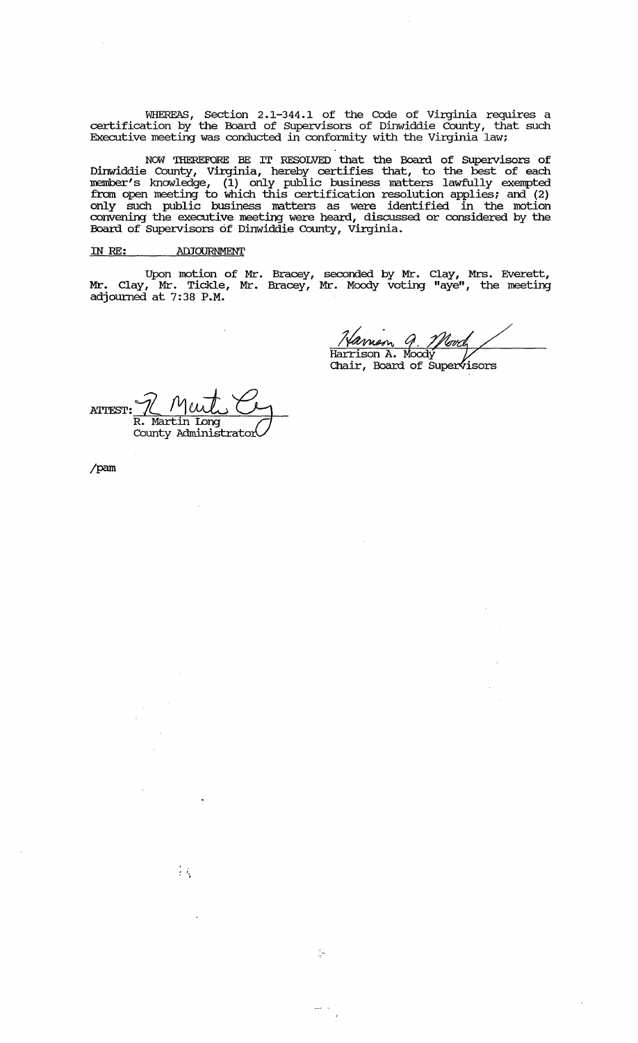WHEREAS, Section 2.1-344.1 of the Code of Virginia requires a certification by the Board of Supervisors of Dinwiddie County, that such Executive meeting was conducted in conformity with the Virginia law;

NOW THEREFORE BE IT RESOLVED that the Board of Supervisors of Dinwiddie County, Virginia, hereby certifies that, to the best of each member's knowledge, (1) only public business matters lawfully exempted from open meeting to which this certification resolution applies; and (2) only such public business matters as were identified in the motion convening the executive meeting were heard, discussed or considered by the Board of Supervisors of Dinwiddie County, Virginia.

IN RE: ADJOURNMENT

Upon motion of Mr. Bracey, seconded by Mr. Clay, Mrs. Everett, Mr. Clay, Mr. Tickle, Mr. Bracey, Mr. Moody voting "aye", the meeting adjourned at 7:38 P.M.

Harrison A. Moody
Chair, Board of Supervisors

ATTEST:
R. Martin Long
County Administrator

/pam